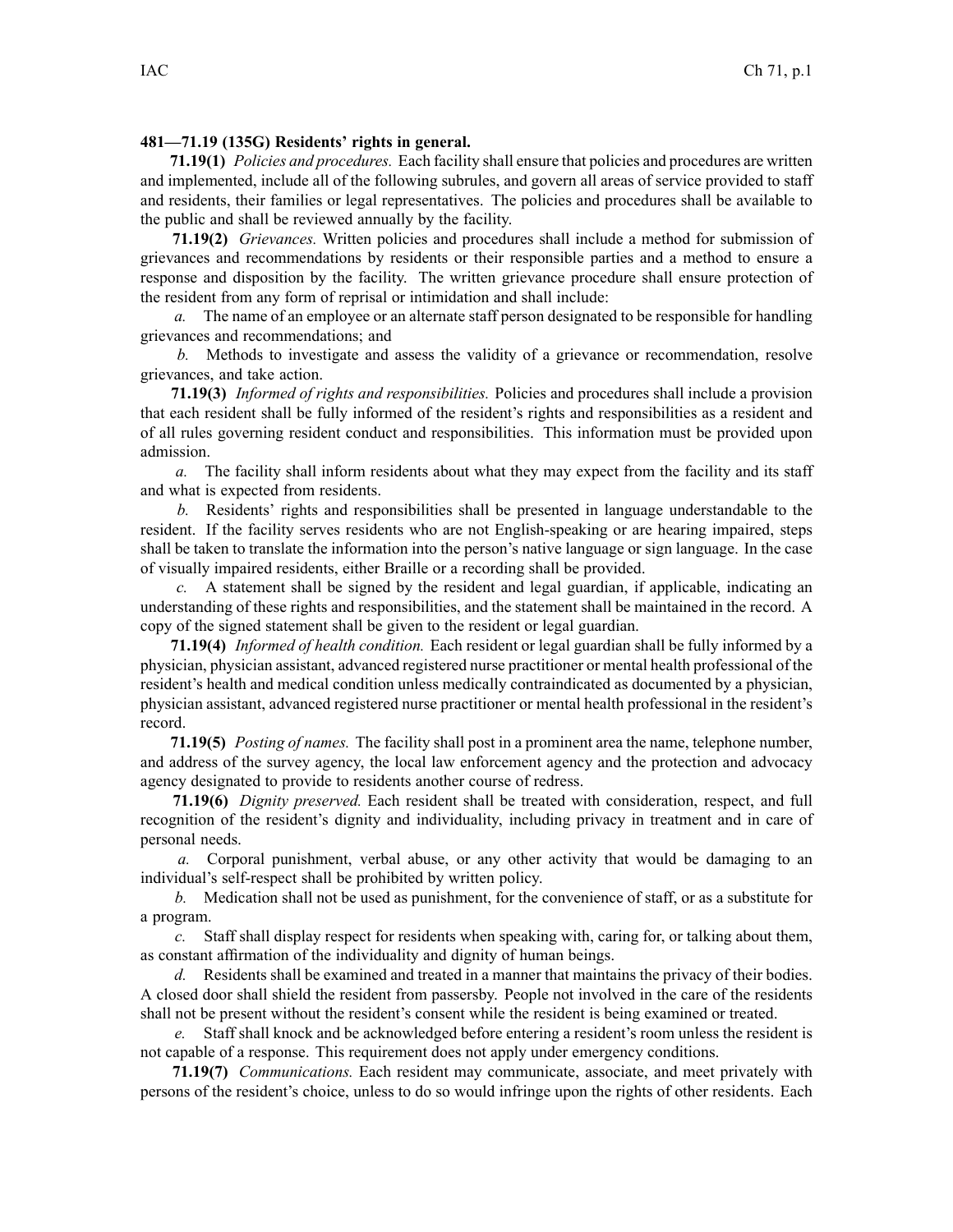**481—71.19 (135G) Residents' rights in general.**

**71.19(1)** *Policies and procedures.* Each facility shall ensure that policies and procedures are written and implemented, include all of the following subrules, and govern all areas of service provided to staff and residents, their families or legal representatives. The policies and procedures shall be available to the public and shall be reviewed annually by the facility.

**71.19(2)** *Grievances.* Written policies and procedures shall include a method for submission of grievances and recommendations by residents or their responsible parties and a method to ensure a response and disposition by the facility. The written grievance procedure shall ensure protection of the resident from any form of reprisal or intimidation and shall include:

*a.* The name of an employee or an alternate staff person designated to be responsible for handling grievances and recommendations; and

*b.* Methods to investigate and assess the validity of a grievance or recommendation, resolve grievances, and take action.

**71.19(3)** *Informed of rights and responsibilities.* Policies and procedures shall include a provision that each resident shall be fully informed of the resident's rights and responsibilities as a resident and of all rules governing resident conduct and responsibilities. This information must be provided upon admission.

*a.* The facility shall inform residents about what they may expect from the facility and its staff and what is expected from residents.

*b.* Residents' rights and responsibilities shall be presented in language understandable to the resident. If the facility serves residents who are not English-speaking or are hearing impaired, steps shall be taken to translate the information into the person's native language or sign language. In the case of visually impaired residents, either Braille or a recording shall be provided.

*c.* A statement shall be signed by the resident and legal guardian, if applicable, indicating an understanding of these rights and responsibilities, and the statement shall be maintained in the record. A copy of the signed statement shall be given to the resident or legal guardian.

**71.19(4)** *Informed of health condition.* Each resident or legal guardian shall be fully informed by a physician, physician assistant, advanced registered nurse practitioner or mental health professional of the resident's health and medical condition unless medically contraindicated as documented by a physician, physician assistant, advanced registered nurse practitioner or mental health professional in the resident's record.

**71.19(5)** *Posting of names.* The facility shall post in a prominent area the name, telephone number, and address of the survey agency, the local law enforcement agency and the protection and advocacy agency designated to provide to residents another course of redress.

**71.19(6)** *Dignity preserved.* Each resident shall be treated with consideration, respect, and full recognition of the resident's dignity and individuality, including privacy in treatment and in care of personal needs.

*a.* Corporal punishment, verbal abuse, or any other activity that would be damaging to an individual's self-respect shall be prohibited by written policy.

*b.* Medication shall not be used as punishment, for the convenience of staff, or as a substitute for a program.

*c.* Staff shall display respect for residents when speaking with, caring for, or talking about them, as constant affirmation of the individuality and dignity of human beings.

*d.* Residents shall be examined and treated in a manner that maintains the privacy of their bodies. A closed door shall shield the resident from passersby. People not involved in the care of the residents shall not be present without the resident's consent while the resident is being examined or treated.

*e.* Staff shall knock and be acknowledged before entering a resident's room unless the resident is not capable of a response. This requirement does not apply under emergency conditions.

**71.19(7)** *Communications.* Each resident may communicate, associate, and meet privately with persons of the resident's choice, unless to do so would infringe upon the rights of other residents. Each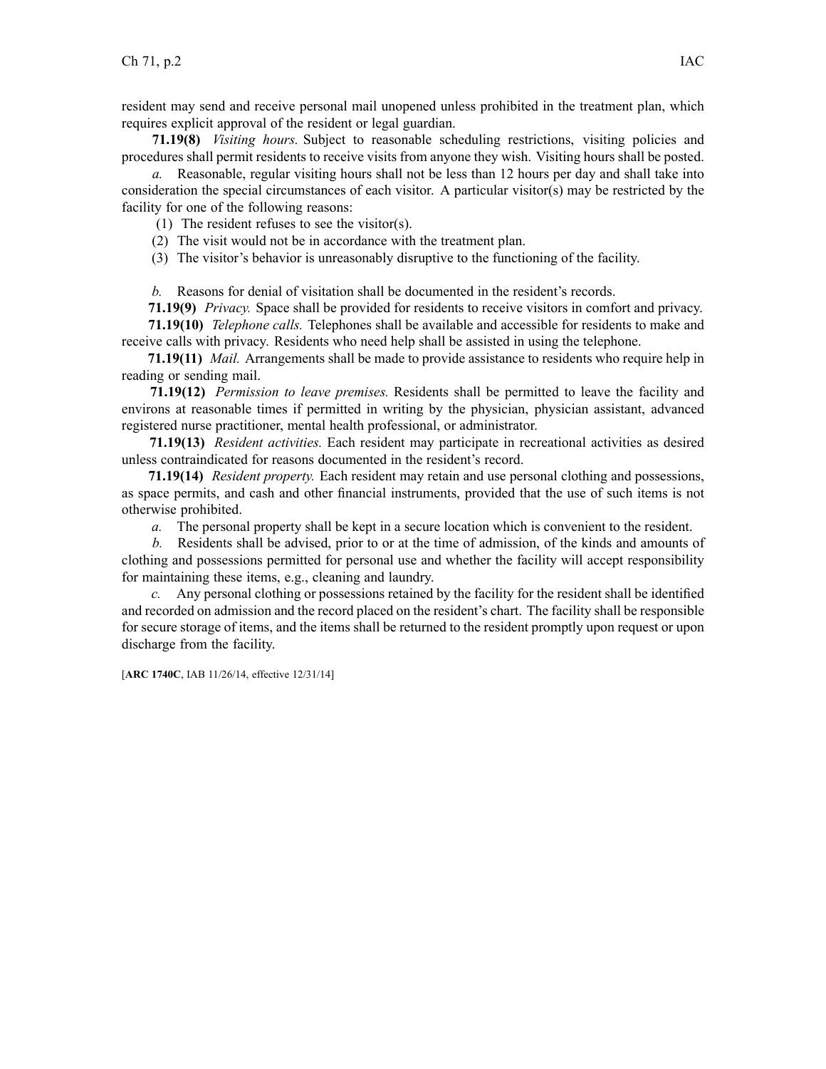resident may send and receive personal mail unopened unless prohibited in the treatment plan, which requires explicit approval of the resident or legal guardian.

**71.19(8)** *Visiting hours.* Subject to reasonable scheduling restrictions, visiting policies and procedures shall permit residents to receive visits from anyone they wish. Visiting hours shall be posted.

*a.* Reasonable, regular visiting hours shall not be less than 12 hours per day and shall take into consideration the special circumstances of each visitor. A particular visitor(s) may be restricted by the facility for one of the following reasons:

(1) The resident refuses to see the visitor(s).

(2) The visit would not be in accordance with the treatment plan.

(3) The visitor's behavior is unreasonably disruptive to the functioning of the facility.

*b.* Reasons for denial of visitation shall be documented in the resident's records.

**71.19(9)** *Privacy.* Space shall be provided for residents to receive visitors in comfort and privacy.

**71.19(10)** *Telephone calls.* Telephones shall be available and accessible for residents to make and receive calls with privacy. Residents who need help shall be assisted in using the telephone.

**71.19(11)** *Mail.* Arrangements shall be made to provide assistance to residents who require help in reading or sending mail.

**71.19(12)** *Permission to leave premises.* Residents shall be permitted to leave the facility and environs at reasonable times if permitted in writing by the physician, physician assistant, advanced registered nurse practitioner, mental health professional, or administrator.

**71.19(13)** *Resident activities.* Each resident may participate in recreational activities as desired unless contraindicated for reasons documented in the resident's record.

**71.19(14)** *Resident property.* Each resident may retain and use personal clothing and possessions, as space permits, and cash and other financial instruments, provided that the use of such items is not otherwise prohibited.

*a.* The personal property shall be kept in a secure location which is convenient to the resident.

*b.* Residents shall be advised, prior to or at the time of admission, of the kinds and amounts of clothing and possessions permitted for personal use and whether the facility will accept responsibility for maintaining these items, e.g., cleaning and laundry.

*c.* Any personal clothing or possessions retained by the facility for the resident shall be identified and recorded on admission and the record placed on the resident's chart. The facility shall be responsible for secure storage of items, and the items shall be returned to the resident promptly upon request or upon discharge from the facility.

[**ARC 1740C**, IAB 11/26/14, effective 12/31/14]